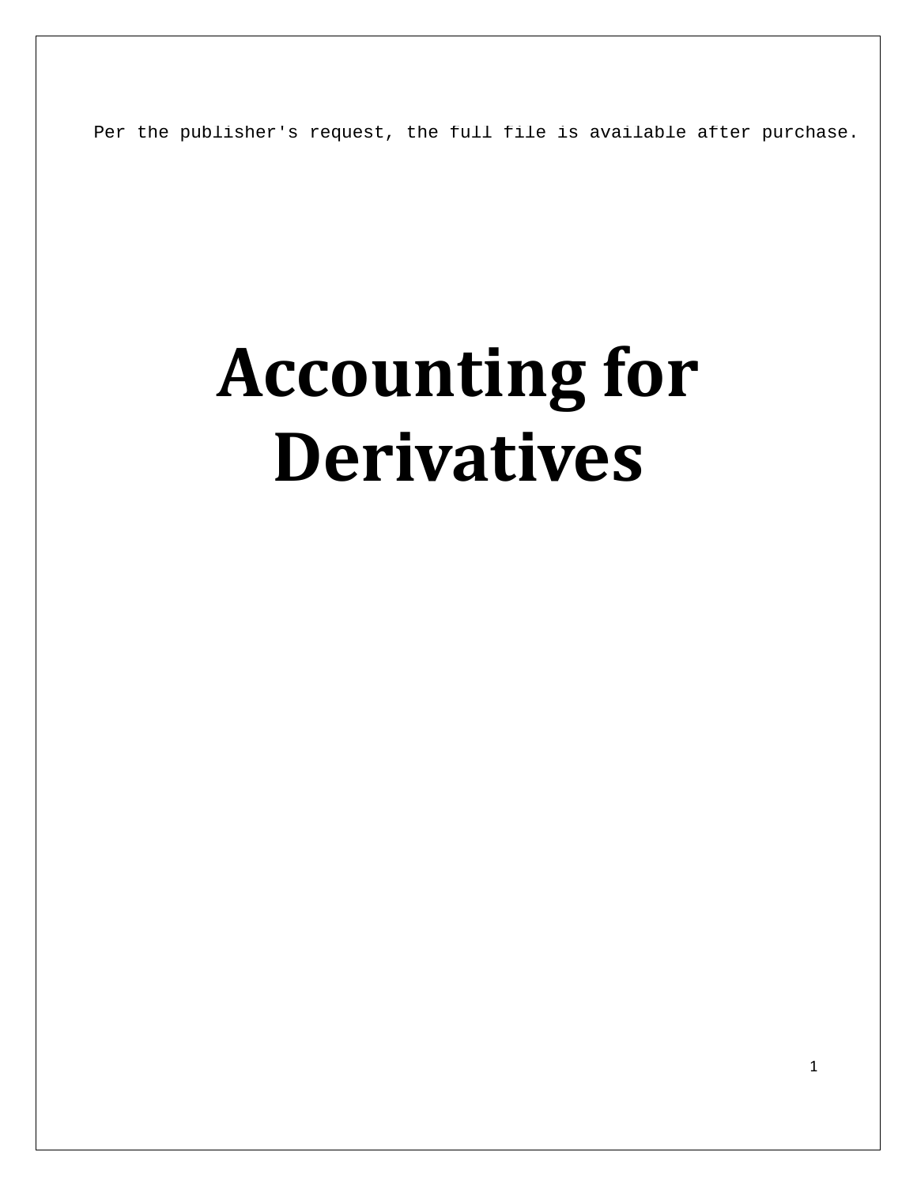Per the publisher's request, the full file is available after purchase.

# Accounting for Derivatives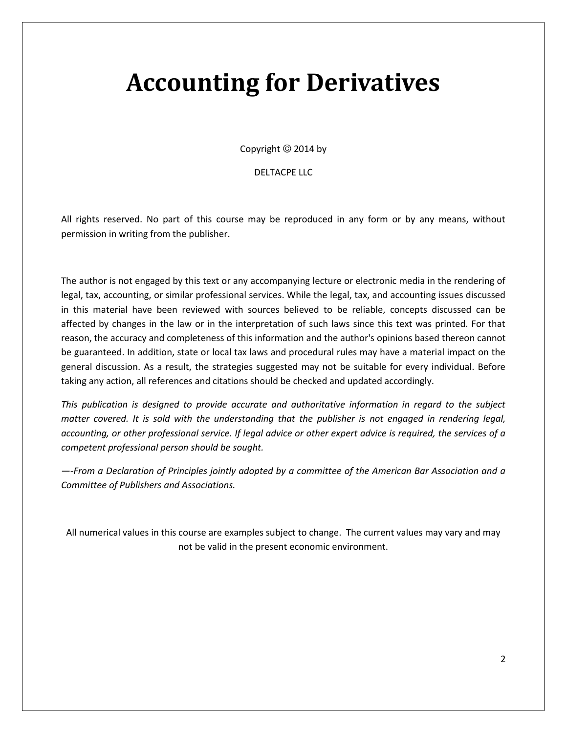# Accounting for Derivatives

Copyright © 2014 by

DELTACPE LLC

All rights reserved. No part of this course may be reproduced in any form or by any means, without permission in writing from the publisher.

The author is not engaged by this text or any accompanying lecture or electronic media in the rendering of legal, tax, accounting, or similar professional services. While the legal, tax, and accounting issues discussed in this material have been reviewed with sources believed to be reliable, concepts discussed can be affected by changes in the law or in the interpretation of such laws since this text was printed. For that reason, the accuracy and completeness of this information and the author's opinions based thereon cannot be guaranteed. In addition, state or local tax laws and procedural rules may have a material impact on the general discussion. As a result, the strategies suggested may not be suitable for every individual. Before taking any action, all references and citations should be checked and updated accordingly.

*This publication is designed to provide accurate and authoritative information in regard to the subject matter covered. It is sold with the understanding that the publisher is not engaged in rendering legal, accounting, or other professional service. If legal advice or other expert advice is required, the services of a competent professional person should be sought.*

*—-From a Declaration of Principles jointly adopted by a committee of the American Bar Association and a Committee of Publishers and Associations.*

All numerical values in this course are examples subject to change. The current values may vary and may not be valid in the present economic environment.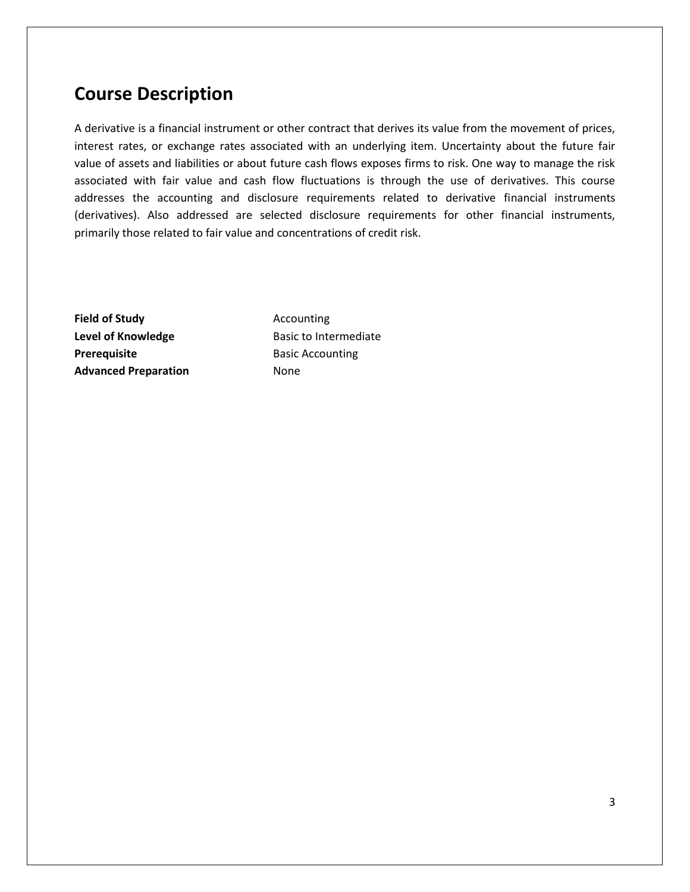# Course Description

A derivative is a financial instrument or other contract that derives its value from the movement of prices, interest rates, or exchange rates associated with an underlying item. Uncertainty about the future fair value of assets and liabilities or about future cash flows exposes firms to risk. One way to manage the risk associated with fair value and cash flow fluctuations is through the use of derivatives. This course addresses the accounting and disclosure requirements related to derivative financial instruments (derivatives). Also addressed are selected disclosure requirements for other financial instruments, primarily those related to fair value and concentrations of credit risk.

| | |
|---|---|
| **Field of Study** | Accounting |
| **Level of Knowledge** | Basic to Intermediate |
| **Prerequisite** | Basic Accounting |
| **Advanced Preparation** | None |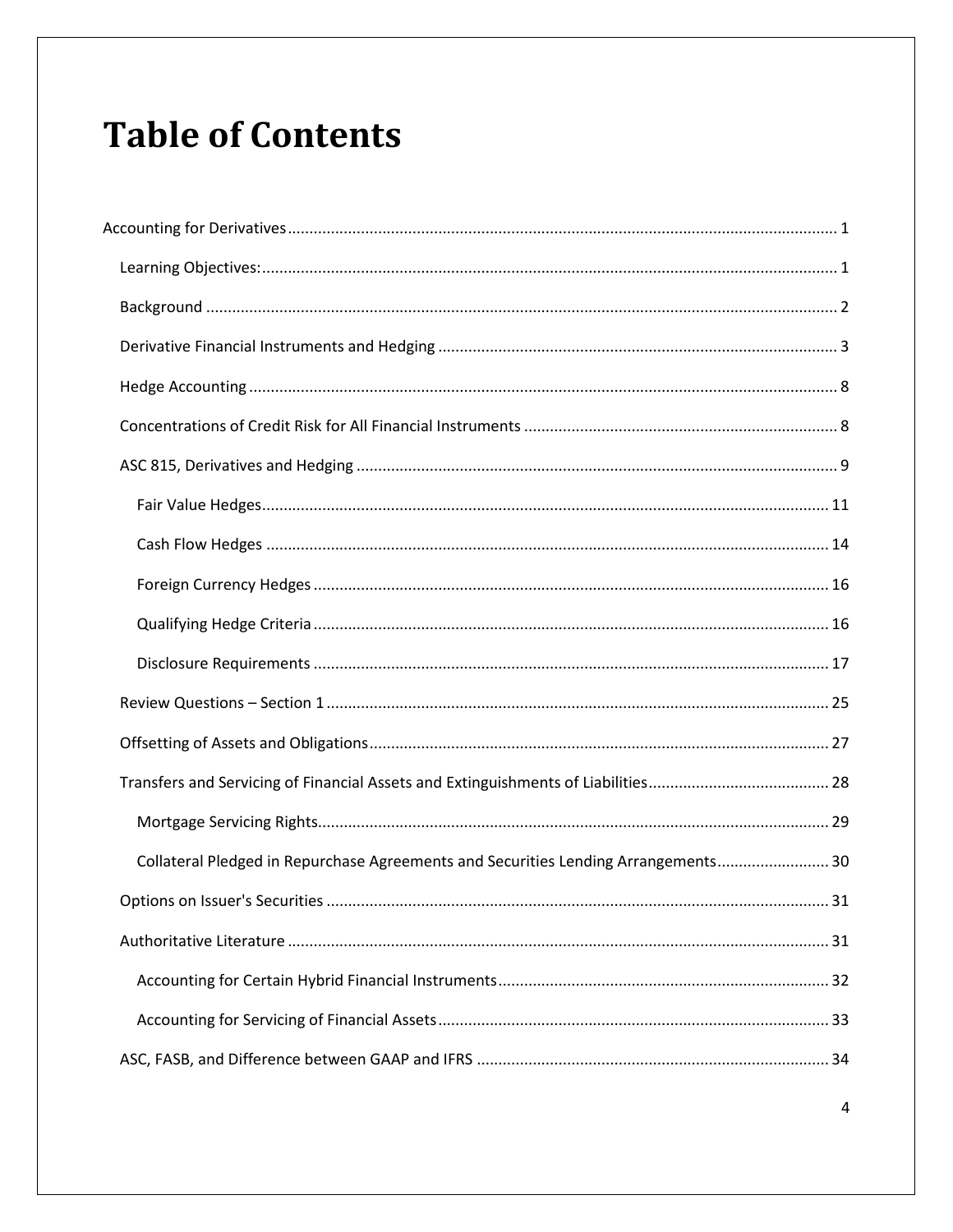# Table of Contents

- Accounting for Derivatives ........ 1
  - Learning Objectives: ........ 1
  - Background ........ 2
  - Derivative Financial Instruments and Hedging ........ 3
  - Hedge Accounting ........ 8
  - Concentrations of Credit Risk for All Financial Instruments ........ 8
  - ASC 815, Derivatives and Hedging ........ 9
    - Fair Value Hedges ........ 11
    - Cash Flow Hedges ........ 14
    - Foreign Currency Hedges ........ 16
    - Qualifying Hedge Criteria ........ 16
    - Disclosure Requirements ........ 17
  - Review Questions – Section 1 ........ 25
  - Offsetting of Assets and Obligations ........ 27
  - Transfers and Servicing of Financial Assets and Extinguishments of Liabilities ........ 28
    - Mortgage Servicing Rights ........ 29
    - Collateral Pledged in Repurchase Agreements and Securities Lending Arrangements ........ 30
  - Options on Issuer's Securities ........ 31
  - Authoritative Literature ........ 31
    - Accounting for Certain Hybrid Financial Instruments ........ 32
    - Accounting for Servicing of Financial Assets ........ 33
  - ASC, FASB, and Difference between GAAP and IFRS ........ 34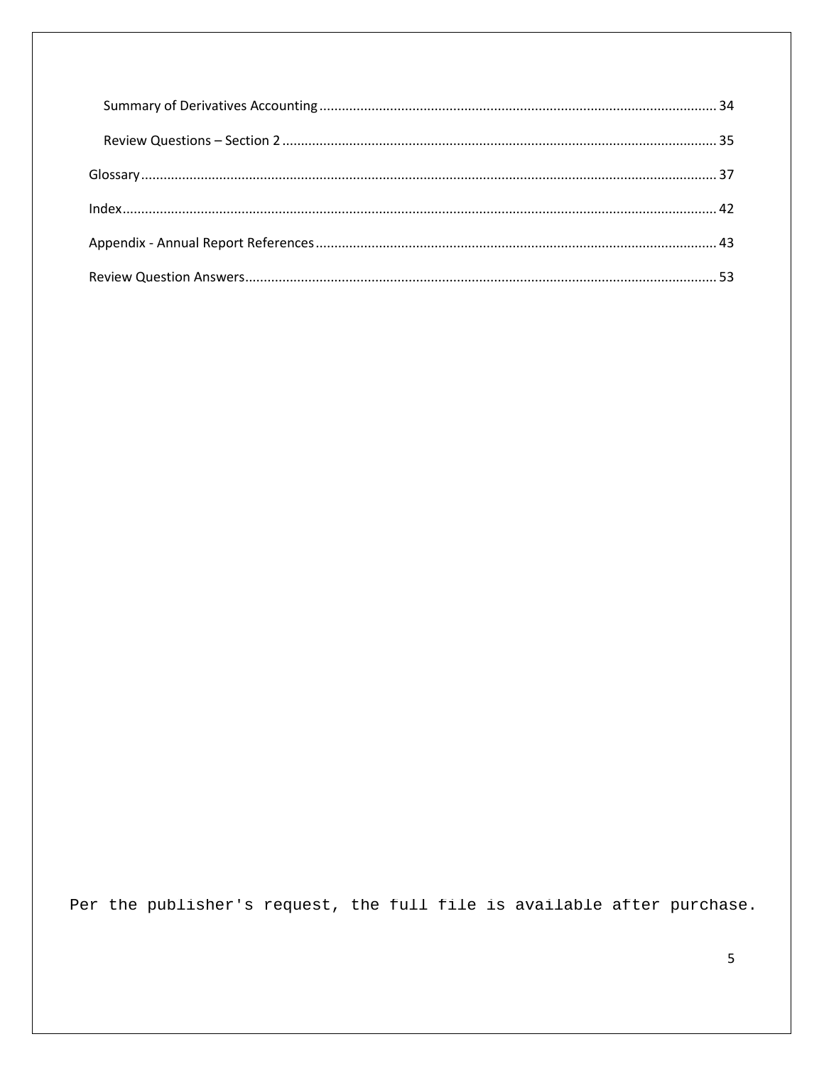- Summary of Derivatives Accounting ........ 34
- Review Questions – Section 2 ........ 35

Glossary ........ 37

Index ........ 42

Appendix - Annual Report References ........ 43

Review Question Answers ........ 53

Per the publisher's request, the full file is available after purchase.